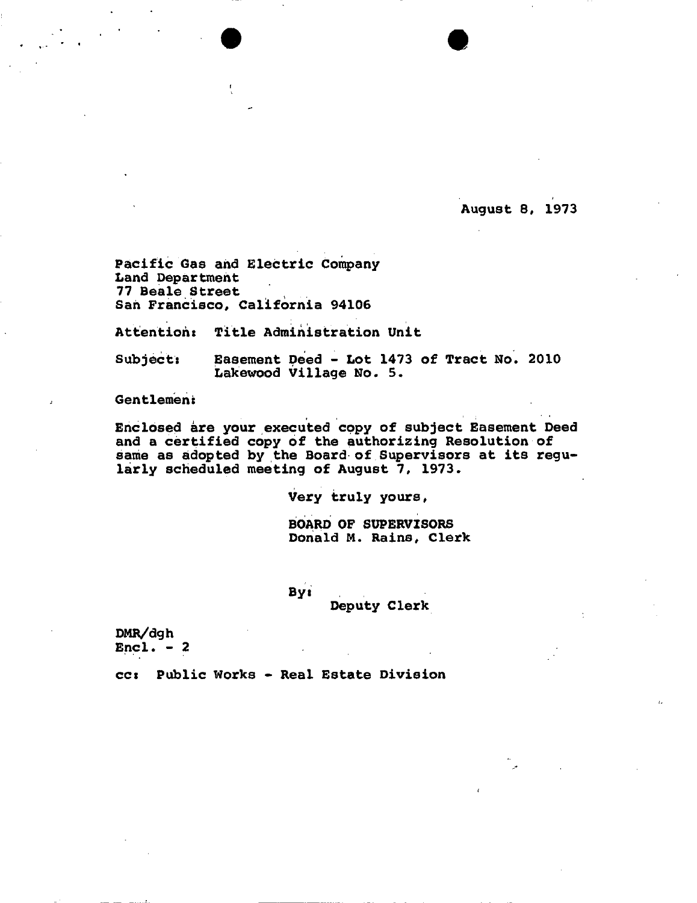August 8, 1973

Pacific Gas and Electric Company
Land Department
77 Beale Street
San Francisco, California 94106

Attention: Title Administration Unit

Subject: Easement Deed - Lot 1473 of Tract No. 2010
Lakewood Village No. 5.

Gentlemen:

Enclosed are your executed copy of subject Easement Deed and a certified copy of the authorizing Resolution of same as adopted by the Board of Supervisors at its regularly scheduled meeting of August 7, 1973.

Very truly yours,

BOARD OF SUPERVISORS
Donald M. Rains, Clerk

By:
Deputy Clerk

DMR/dgh
Encl. - 2

cc: Public Works - Real Estate Division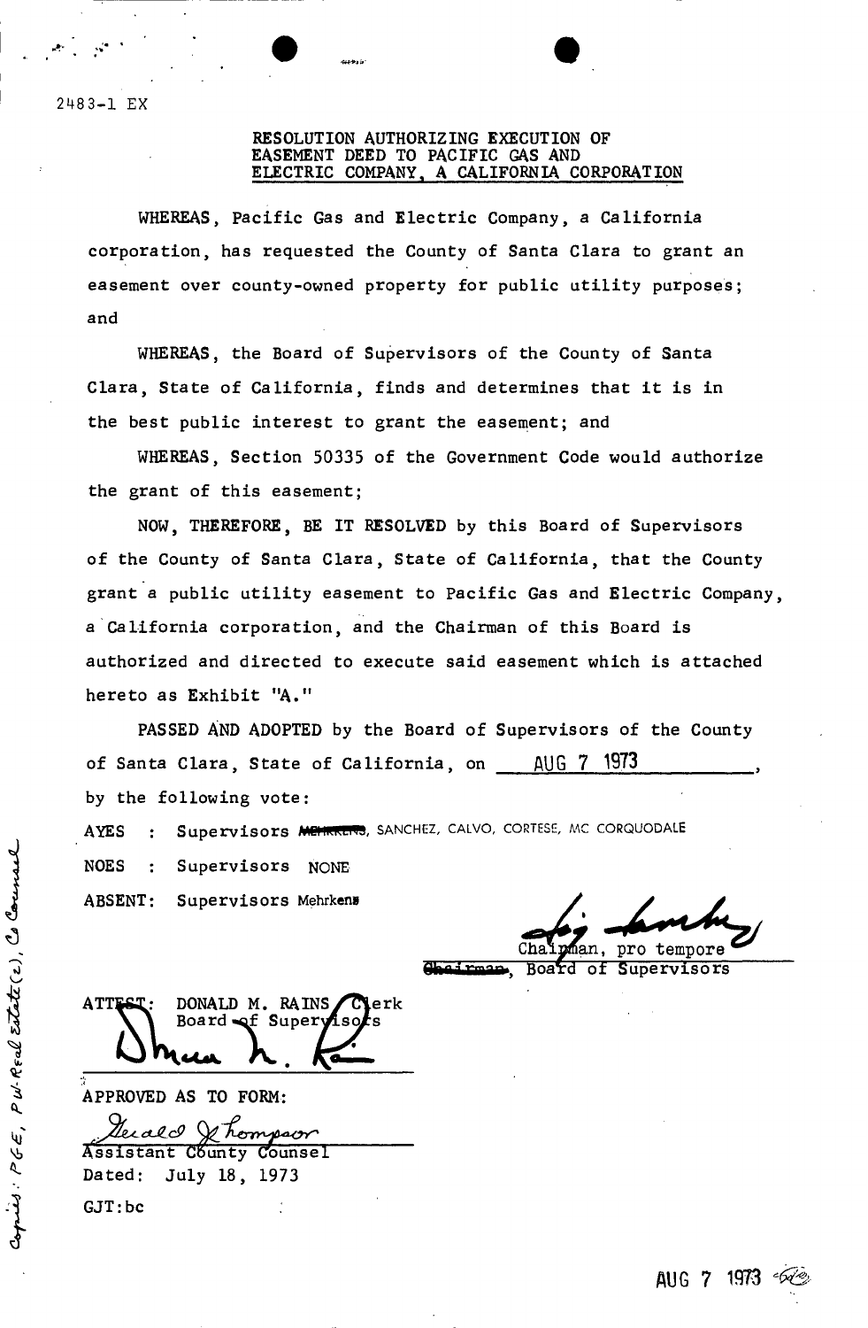2483-1 EX

**RESOLUTION AUTHORIZING EXECUTION OF EASEMENT DEED TO PACIFIC GAS AND ELECTRIC COMPANY, A CALIFORNIA CORPORATION**

WHEREAS, Pacific Gas and Electric Company, a California corporation, has requested the County of Santa Clara to grant an easement over county-owned property for public utility purposes; and

WHEREAS, the Board of Supervisors of the County of Santa Clara, State of California, finds and determines that it is in the best public interest to grant the easement; and

WHEREAS, Section 50335 of the Government Code would authorize the grant of this easement;

NOW, THEREFORE, BE IT RESOLVED by this Board of Supervisors of the County of Santa Clara, State of California, that the County grant a public utility easement to Pacific Gas and Electric Company, a California corporation, and the Chairman of this Board is authorized and directed to execute said easement which is attached hereto as Exhibit "A."

PASSED AND ADOPTED by the Board of Supervisors of the County of Santa Clara, State of California, on AUG 7 1973, by the following vote:

AYES : Supervisors ~~MEHRKENS~~, SANCHEZ, CALVO, CORTESE, MC CORQUODALE

NOES : Supervisors NONE

ABSENT: Supervisors Mehrkens

Chairman, pro tempore
~~Chairman~~, Board of Supervisors

ATTEST: DONALD M. RAINS, Clerk
Board of Supervisors

APPROVED AS TO FORM:

Gerald J. Thompson
Assistant County Counsel

Dated: July 18, 1973

GJT:bc

Copies: PG&E, PW-Real Estate(2), Co Counsel

AUG 7 1973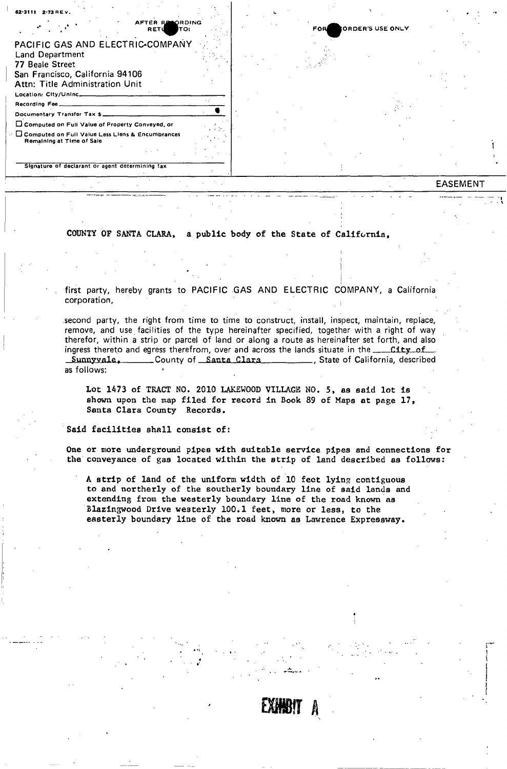62-3111 2-73 REV.

AFTER RECORDING RETURN TO:

PACIFIC GAS AND ELECTRIC COMPANY
Land Department
77 Beale Street
San Francisco, California 94106
Attn: Title Administration Unit

Location: City/Uninc.\_\_\_\_\_\_\_\_\_\_

Recording Fee\_\_\_\_\_\_\_\_\_\_

Documentary Transfer Tax $\_\_\_\_\_\_\_\_\_\_

☐ Computed on Full Value of Property Conveyed, or

☐ Computed on Full Value Less Liens & Encumbrances Remaining at Time of Sale

\_\_\_\_\_\_\_\_\_\_
Signature of declarant or agent determining tax

FOR RECORDER'S USE ONLY

EASEMENT

COUNTY OF SANTA CLARA, a public body of the State of California,

first party, hereby grants to PACIFIC GAS AND ELECTRIC COMPANY, a California corporation,

second party, the right from time to time to construct, install, inspect, maintain, replace, remove, and use facilities of the type hereinafter specified, together with a right of way therefor, within a strip or parcel of land or along a route as hereinafter set forth, and also ingress thereto and egress therefrom, over and across the lands situate in the City of Sunnyvale, County of Santa Clara, State of California, described as follows:

Lot 1473 of TRACT NO. 2010 LAKEWOOD VILLAGE NO. 5, as said lot is shown upon the map filed for record in Book 89 of Maps at page 17, Santa Clara County Records.

Said facilities shall consist of:

One or more underground pipes with suitable service pipes and connections for the conveyance of gas located within the strip of land described as follows:

A strip of land of the uniform width of 10 feet lying contiguous to and northerly of the southerly boundary line of said lands and extending from the westerly boundary line of the road known as Blazingwood Drive westerly 100.1 feet, more or less, to the easterly boundary line of the road known as Lawrence Expressway.

EXHIBIT A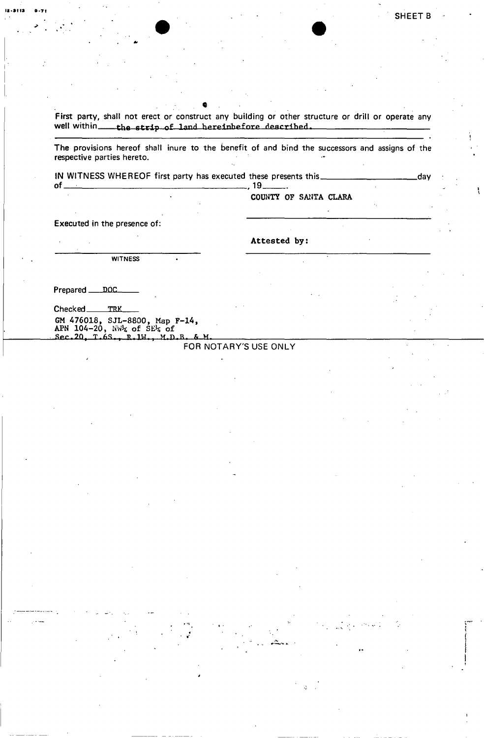SHEET B

First party, shall not erect or construct any building or other structure or drill or operate any well within the strip of land hereinbefore described.

The provisions hereof shall inure to the benefit of and bind the successors and assigns of the respective parties hereto.

IN WITNESS WHEREOF first party has executed these presents this ____________ day of ______________________, 19____.

COUNTY OF SANTA CLARA

______________________________

Executed in the presence of:

Attested by:

______________________________

______________________________
WITNESS

Prepared DOC

Checked TRK

GM 476018, SJL-8800, Map F-14,
APN 104-20, NW¼ of SE¼ of
Sec.20, T.6S., R.1W., M.D.B. & M.

FOR NOTARY'S USE ONLY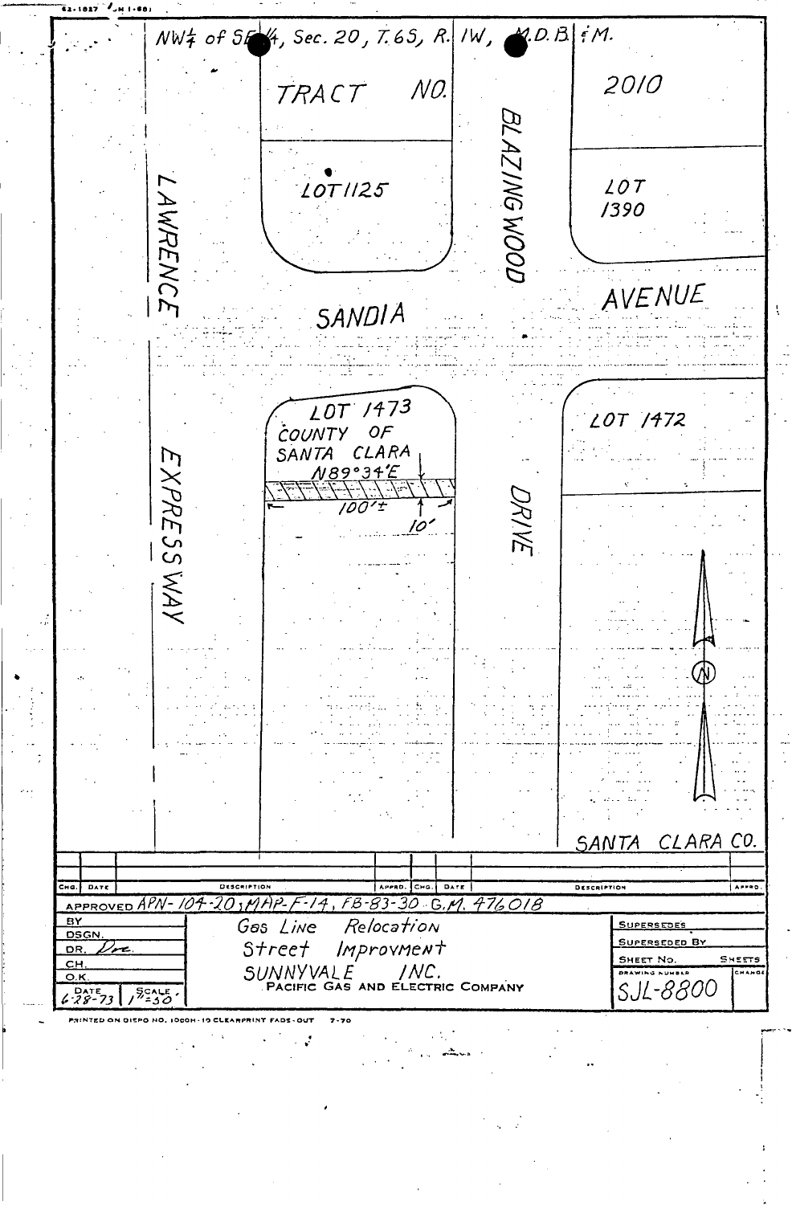NW¼ of SE¼, Sec. 20, T.6S, R. 1W, M.D.B.&M.

TRACT NO. 2010

LOT 1125

LOT 1390

LAWRENCE EXPRESSWAY

BLAZINGWOOD DRIVE

SANDIA AVENUE

LOT 1473
COUNTY OF SANTA CLARA
N89°34'E
100'±
10'

LOT 1472

SANTA CLARA CO.

| CHG. | DATE | DESCRIPTION | APPRD. | CHG. | DATE | DESCRIPTION | APPRD. |
|---|---|---|---|---|---|---|---|
| | | | | | | | |

APPROVED APN-104-20, MAP-F-14, FB-83-30 G.M. 476018

| | | |
|---|---|---|
| BY | Gas Line Relocation | SUPERSEDES |
| DSGN. | Street Improvment | SUPERSEDED BY |
| DR. Doe | SUNNYVALE INC. | SHEET NO. SHEETS |
| CH. | PACIFIC GAS AND ELECTRIC COMPANY | DRAWING NUMBER CHANGE |
| O.K. | | SJL-8800 |
| DATE 6-28-73 SCALE 1"=30' | | |

PRINTED ON DIEPO NO. 1000H-10 CLEARPRINT FADE-OUT 7-70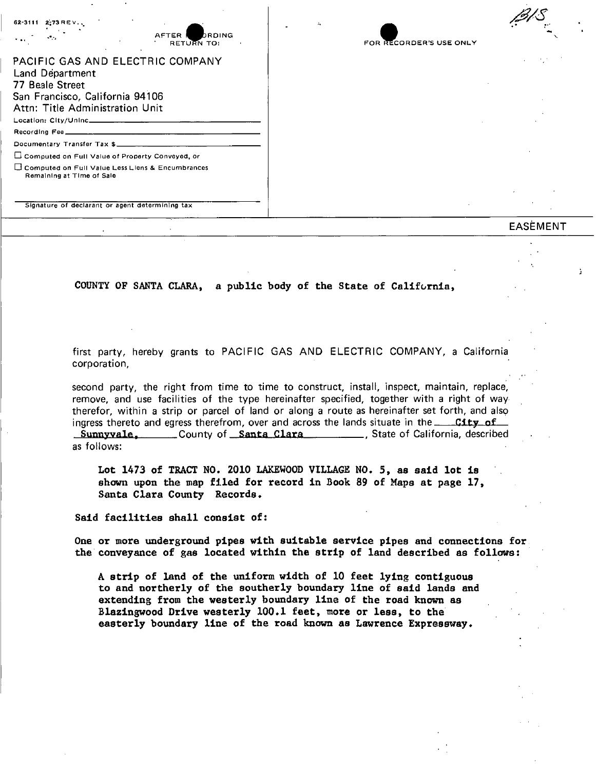62-3111 2-73 REV.

AFTER RECORDING RETURN TO:

FOR RECORDER'S USE ONLY

1315

PACIFIC GAS AND ELECTRIC COMPANY
Land Department
77 Beale Street
San Francisco, California 94106
Attn: Title Administration Unit

Location: City/Uninc.

Recording Fee

Documentary Transfer Tax $

☐ Computed on Full Value of Property Conveyed, or

☐ Computed on Full Value Less Liens & Encumbrances Remaining at Time of Sale

Signature of declarant or agent determining tax

# EASEMENT

COUNTY OF SANTA CLARA, a public body of the State of California,

first party, hereby grants to PACIFIC GAS AND ELECTRIC COMPANY, a California corporation,

second party, the right from time to time to construct, install, inspect, maintain, replace, remove, and use facilities of the type hereinafter specified, together with a right of way therefor, within a strip or parcel of land or along a route as hereinafter set forth, and also ingress thereto and egress therefrom, over and across the lands situate in the City of Sunnyvale, County of Santa Clara, State of California, described as follows:

Lot 1473 of TRACT NO. 2010 LAKEWOOD VILLAGE NO. 5, as said lot is shown upon the map filed for record in Book 89 of Maps at page 17, Santa Clara County Records.

Said facilities shall consist of:

One or more underground pipes with suitable service pipes and connections for the conveyance of gas located within the strip of land described as follows:

A strip of land of the uniform width of 10 feet lying contiguous to and northerly of the southerly boundary line of said lands and extending from the westerly boundary line of the road known as Blazingwood Drive westerly 100.1 feet, more or less, to the easterly boundary line of the road known as Lawrence Expressway.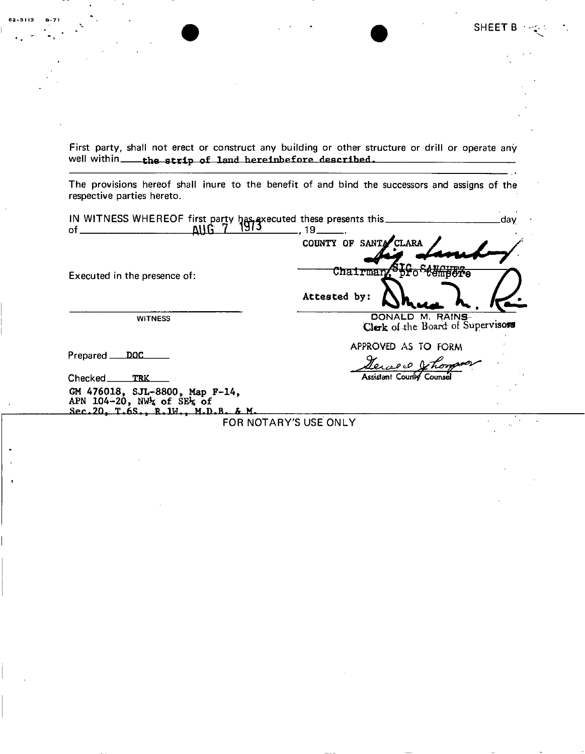SHEET B

First party, shall not erect or construct any building or other structure or drill or operate any well within the strip of land hereinbefore described.

The provisions hereof shall inure to the benefit of and bind the successors and assigns of the respective parties hereto.

IN WITNESS WHEREOF first party has executed these presents this ______ day of AUG 7 1973, 19____.

COUNTY OF SANTA CLARA

Chairman, SIG SANCHEZ pro tempore

Executed in the presence of:

Attested by:

______________________
WITNESS

DONALD M. RAINS
Clerk of the Board of Supervisors

APPROVED AS TO FORM

Assistant County Counsel

Prepared DOC

Checked TRK

GM 476018, SJL-8800, Map F-14,
APN 104-20, NW¼ of SE¼ of
Sec.20, T.6S., R.1W., M.D.B. & M.

FOR NOTARY'S USE ONLY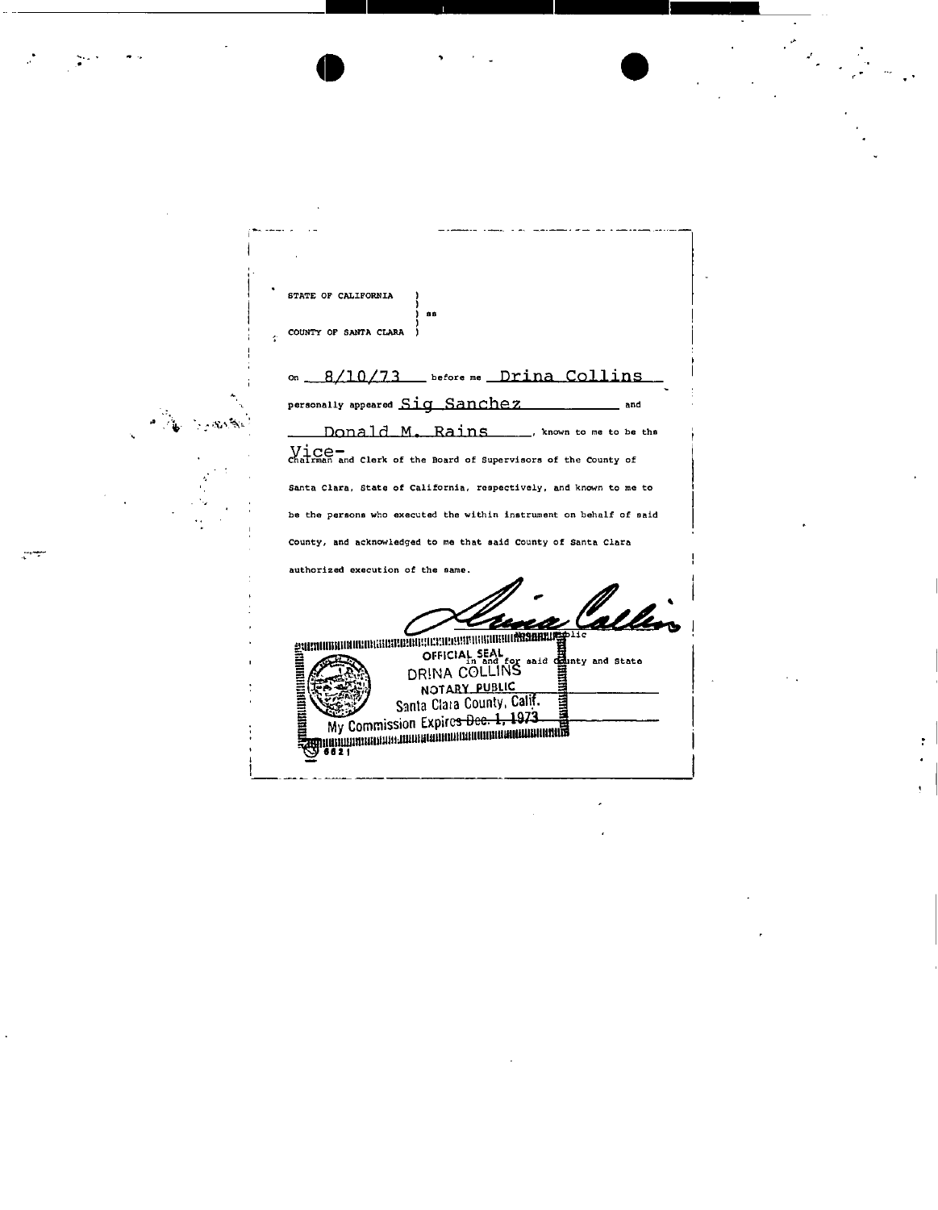STATE OF CALIFORNIA )
) ss
COUNTY OF SANTA CLARA )

On 8/10/73 before me Drina Collins personally appeared Sig Sanchez and Donald M. Rains, known to me to be the Vice-Chairman and Clerk of the Board of Supervisors of the County of Santa Clara, State of California, respectively, and known to me to be the persons who executed the within instrument on behalf of said County, and acknowledged to me that said County of Santa Clara authorized execution of the same.

Drina Collins

Notary Public in and for said County and State

OFFICIAL SEAL
DRINA COLLINS
NOTARY PUBLIC
Santa Clara County, Calif.
My Commission Expires Dec. 1, 1973

6621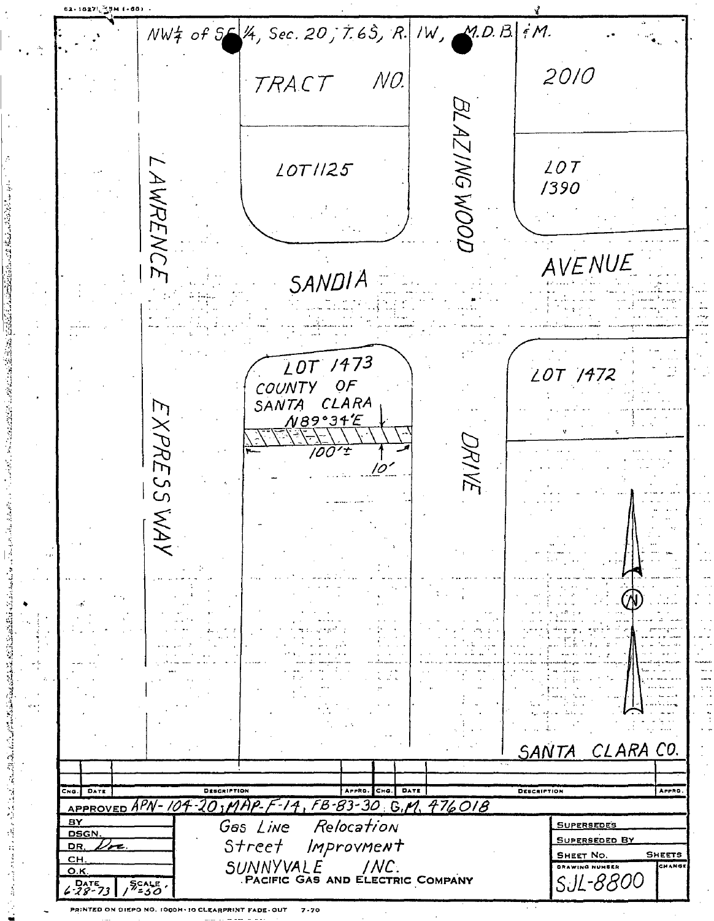62-1827 5M (-60)

NW¼ of SE ¼, Sec. 20, T.6S, R. 1W, M.D.B. & M.

TRACT NO. 2010

LOT 1125

LOT 1390

LAWRENCE EXPRESSWAY

BLAZING WOOD DRIVE

SANDIA AVENUE

LOT 1473
COUNTY OF SANTA CLARA

N89°34'E

100'±

10'

LOT 1472

N

SANTA CLARA CO.

| CHG. | DATE | DESCRIPTION | APPRO. | CHG. | DATE | DESCRIPTION | APPRO. |
|---|---|---|---|---|---|---|---|

APPROVED APN-104-20, MAP-F-14, FB-83-30, G.M. 476018

BY
DSGN.
DR. Doe
CH.
O.K.

DATE 6-28-73

SCALE 1"=50'

Gas Line Relocation
Street Improvment
SUNNYVALE INC.
PACIFIC GAS AND ELECTRIC COMPANY

SUPERSEDES

SUPERSEDED BY

SHEET NO. SHEETS

DRAWING NUMBER SJL-8800

CHANGE

PRINTED ON DIEPO NO. 1000H-10 CLEARPRINT FADE-OUT 7-70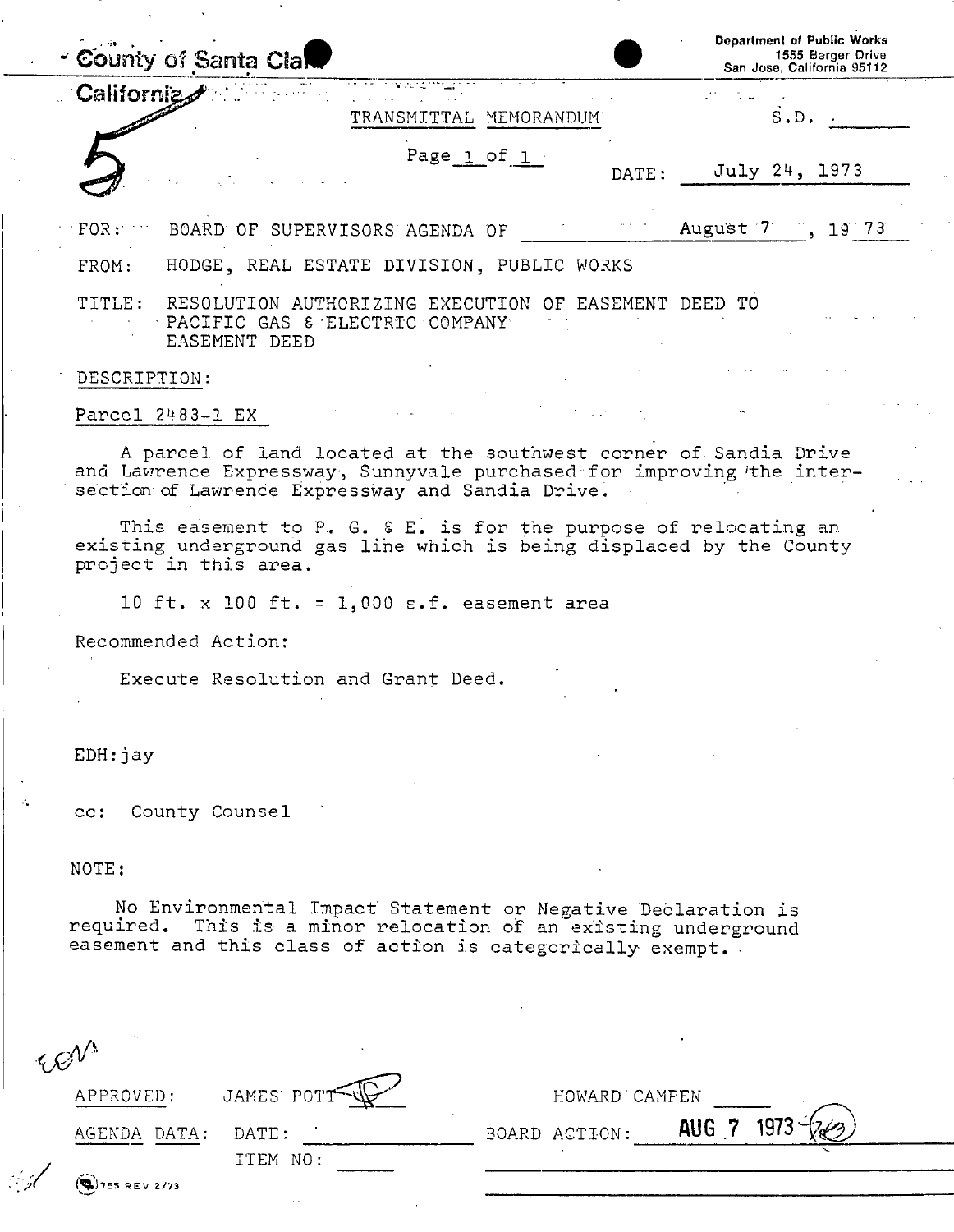County of Santa Clara

California

Department of Public Works
1555 Berger Drive
San Jose, California 95112

5

TRANSMITTAL MEMORANDUM

S.D.

Page 1 of 1

DATE: July 24, 1973

FOR: BOARD OF SUPERVISORS AGENDA OF August 7, 1973

FROM: HODGE, REAL ESTATE DIVISION, PUBLIC WORKS

TITLE: RESOLUTION AUTHORIZING EXECUTION OF EASEMENT DEED TO PACIFIC GAS & ELECTRIC COMPANY EASEMENT DEED

DESCRIPTION:

Parcel 2483-1 EX

A parcel of land located at the southwest corner of Sandia Drive and Lawrence Expressway, Sunnyvale purchased for improving the intersection of Lawrence Expressway and Sandia Drive.

This easement to P. G. & E. is for the purpose of relocating an existing underground gas line which is being displaced by the County project in this area.

10 ft. x 100 ft. = 1,000 s.f. easement area

Recommended Action:

Execute Resolution and Grant Deed.

EDH:jay

cc: County Counsel

NOTE:

No Environmental Impact Statement or Negative Declaration is required. This is a minor relocation of an existing underground easement and this class of action is categorically exempt.

APPROVED: JAMES POTT

HOWARD CAMPEN

AGENDA DATA: DATE:

ITEM NO:

BOARD ACTION: AUG 7 1973

755 REV 2/73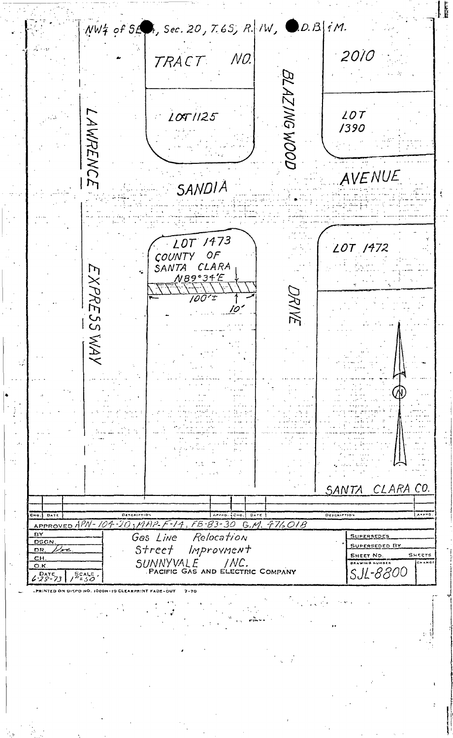NW¼ of SE¼, Sec. 20, T.6S, R.1W, M.D.B.&M.

TRACT NO. 2010

LOT 1125

LOT 1390

BLAZINGWOOD

LAWRENCE

SANDIA AVENUE

LOT 1473
COUNTY OF
SANTA CLARA

N89°34'E

100'±

10'

LOT 1472

EXPRESSWAY

DRIVE

N

SANTA CLARA CO.

| CHG. | DATE | DESCRIPTION | APPRO. | CHG. | DATE | DESCRIPTION | APPRO. |
|---|---|---|---|---|---|---|---|
| | | | | | | | |

APPROVED APN-104-20, MAP-F-14, FB-83-30 G.M. 476018

BY
DSGN.
DR. Doc
CH.
O.K.

DATE 6-28-73 | SCALE 1"=30'

Gas Line Relocation
Street Improvment
SUNNYVALE INC.
PACIFIC GAS AND ELECTRIC COMPANY

SUPERSEDES
SUPERSEDED BY
SHEET NO. | SHEETS
DRAWING NUMBER | CHANGE
SJL-8800

PRINTED ON DIETZGEN NO. 1000H-10 CLEARPRINT FADE-OUT 7-70